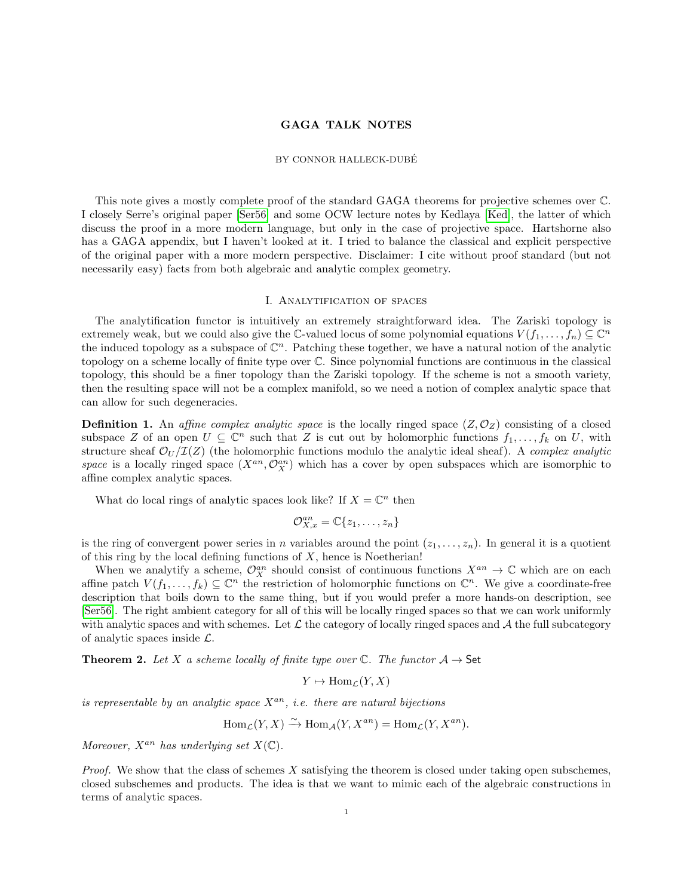# GAGA TALK NOTES

BY CONNOR HALLECK-DUBÉ

This note gives a mostly complete proof of the standard GAGA theorems for projective schemes over $\mathbb{C}$. I closely Serre's original paper [Ser56] and some OCW lecture notes by Kedlaya [Ked], the latter of which discuss the proof in a more modern language, but only in the case of projective space. Hartshorne also has a GAGA appendix, but I haven't looked at it. I tried to balance the classical and explicit perspective of the original paper with a more modern perspective. Disclaimer: I cite without proof standard (but not necessarily easy) facts from both algebraic and analytic complex geometry.

## I. Analytification of spaces

The analytification functor is intuitively an extremely straightforward idea. The Zariski topology is extremely weak, but we could also give the $\mathbb{C}$-valued locus of some polynomial equations $V(f_1, \ldots, f_n) \subseteq \mathbb{C}^n$ the induced topology as a subspace of $\mathbb{C}^n$. Patching these together, we have a natural notion of the analytic topology on a scheme locally of finite type over $\mathbb{C}$. Since polynomial functions are continuous in the classical topology, this should be a finer topology than the Zariski topology. If the scheme is not a smooth variety, then the resulting space will not be a complex manifold, so we need a notion of complex analytic space that can allow for such degeneracies.

**Definition 1.** An *affine complex analytic space* is the locally ringed space $(Z, \mathcal{O}_Z)$ consisting of a closed subspace $Z$ of an open $U \subseteq \mathbb{C}^n$ such that $Z$ is cut out by holomorphic functions $f_1, \ldots, f_k$ on $U$, with structure sheaf $\mathcal{O}_U/\mathcal{I}(Z)$ (the holomorphic functions modulo the analytic ideal sheaf). A *complex analytic space* is a locally ringed space $(X^{an}, \mathcal{O}_X^{an})$ which has a cover by open subspaces which are isomorphic to affine complex analytic spaces.

What do local rings of analytic spaces look like? If $X = \mathbb{C}^n$ then

$$\mathcal{O}_{X,x}^{an} = \mathbb{C}\{z_1, \ldots, z_n\}$$

is the ring of convergent power series in $n$ variables around the point $(z_1, \ldots, z_n)$. In general it is a quotient of this ring by the local defining functions of $X$, hence is Noetherian!

When we analytify a scheme, $\mathcal{O}_X^{an}$ should consist of continuous functions $X^{an} \to \mathbb{C}$ which are on each affine patch $V(f_1, \ldots, f_k) \subseteq \mathbb{C}^n$ the restriction of holomorphic functions on $\mathbb{C}^n$. We give a coordinate-free description that boils down to the same thing, but if you would prefer a more hands-on description, see [Ser56]. The right ambient category for all of this will be locally ringed spaces so that we can work uniformly with analytic spaces and with schemes. Let $\mathcal{L}$ the category of locally ringed spaces and $\mathcal{A}$ the full subcategory of analytic spaces inside $\mathcal{L}$.

**Theorem 2.** *Let $X$ a scheme locally of finite type over $\mathbb{C}$. The functor $\mathcal{A} \to \mathsf{Set}$*

$$Y \mapsto \mathrm{Hom}_{\mathcal{L}}(Y, X)$$

*is representable by an analytic space $X^{an}$, i.e. there are natural bijections*

$$\mathrm{Hom}_{\mathcal{L}}(Y, X) \xrightarrow{\sim} \mathrm{Hom}_{\mathcal{A}}(Y, X^{an}) = \mathrm{Hom}_{\mathcal{L}}(Y, X^{an}).$$

*Moreover, $X^{an}$ has underlying set $X(\mathbb{C})$.*

*Proof.* We show that the class of schemes $X$ satisfying the theorem is closed under taking open subschemes, closed subschemes and products. The idea is that we want to mimic each of the algebraic constructions in terms of analytic spaces.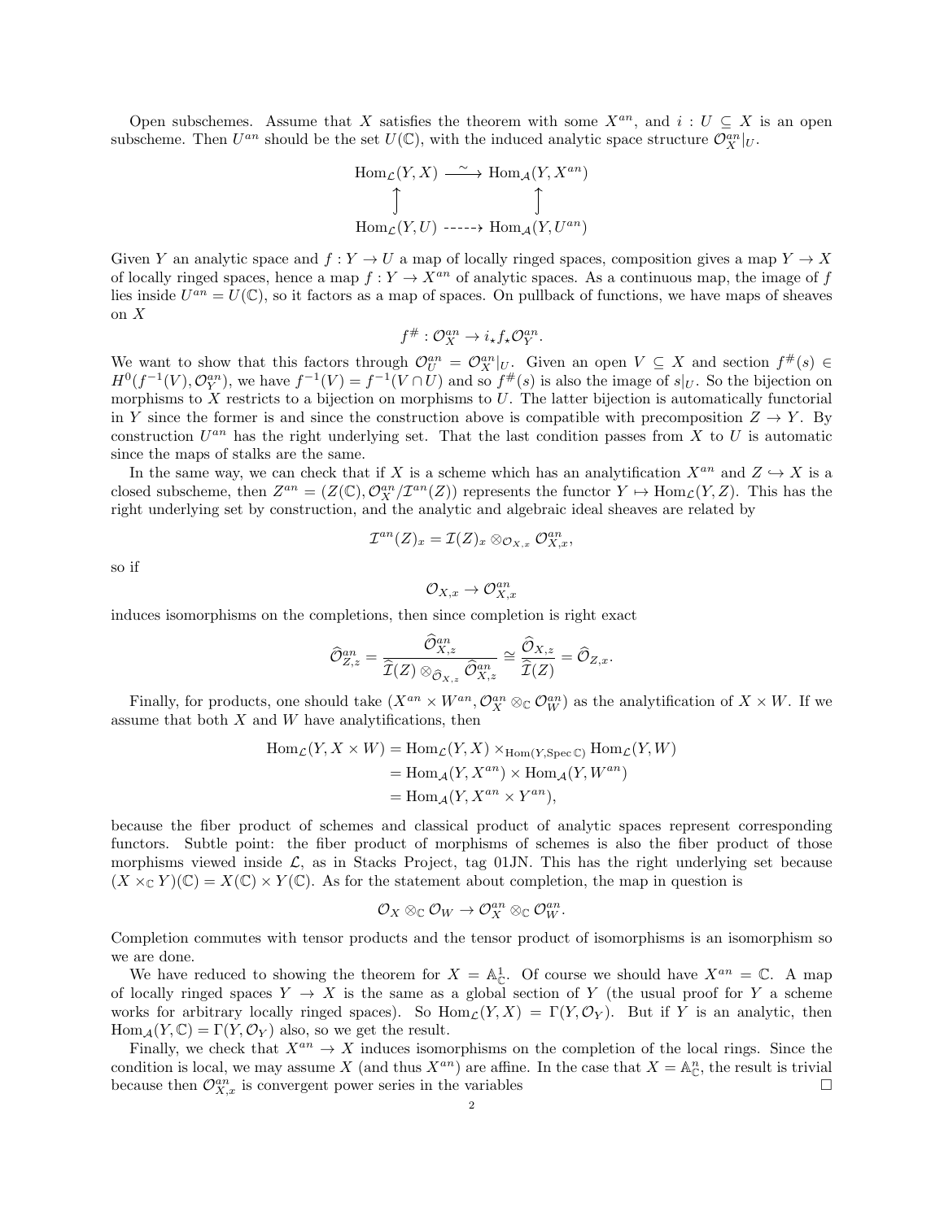Open subschemes. Assume that $X$ satisfies the theorem with some $X^{an}$, and $i : U \subseteq X$ is an open subscheme. Then $U^{an}$ should be the set $U(\mathbb{C})$, with the induced analytic space structure $\mathcal{O}_X^{an}|_U$.

$$\begin{array}{ccc} \mathrm{Hom}_{\mathcal{L}}(Y, X) & \xrightarrow{\sim} & \mathrm{Hom}_{\mathcal{A}}(Y, X^{an}) \\ \uparrow & & \uparrow \\ \mathrm{Hom}_{\mathcal{L}}(Y, U) & \dashrightarrow & \mathrm{Hom}_{\mathcal{A}}(Y, U^{an}) \end{array}$$

Given $Y$ an analytic space and $f : Y \to U$ a map of locally ringed spaces, composition gives a map $Y \to X$ of locally ringed spaces, hence a map $f : Y \to X^{an}$ of analytic spaces. As a continuous map, the image of $f$ lies inside $U^{an} = U(\mathbb{C})$, so it factors as a map of spaces. On pullback of functions, we have maps of sheaves on $X$

$$f^\# : \mathcal{O}_X^{an} \to i_\star f_\star \mathcal{O}_Y^{an}.$$

We want to show that this factors through $\mathcal{O}_U^{an} = \mathcal{O}_X^{an}|_U$. Given an open $V \subseteq X$ and section $f^\#(s) \in H^0(f^{-1}(V), \mathcal{O}_Y^{an})$, we have $f^{-1}(V) = f^{-1}(V \cap U)$ and so $f^\#(s)$ is also the image of $s|_U$. So the bijection on morphisms to $X$ restricts to a bijection on morphisms to $U$. The latter bijection is automatically functorial in $Y$ since the former is and since the construction above is compatible with precomposition $Z \to Y$. By construction $U^{an}$ has the right underlying set. That the last condition passes from $X$ to $U$ is automatic since the maps of stalks are the same.

In the same way, we can check that if $X$ is a scheme which has an analytification $X^{an}$ and $Z \hookrightarrow X$ is a closed subscheme, then $Z^{an} = (Z(\mathbb{C}), \mathcal{O}_X^{an}/\mathcal{I}^{an}(Z))$ represents the functor $Y \mapsto \mathrm{Hom}_{\mathcal{L}}(Y, Z)$. This has the right underlying set by construction, and the analytic and algebraic ideal sheaves are related by

$$\mathcal{I}^{an}(Z)_x = \mathcal{I}(Z)_x \otimes_{\mathcal{O}_{X,x}} \mathcal{O}_{X,x}^{an},$$

so if

$$\mathcal{O}_{X,x} \to \mathcal{O}_{X,x}^{an}$$

induces isomorphisms on the completions, then since completion is right exact

$$\widehat{\mathcal{O}}_{Z,z}^{an} = \frac{\widehat{\mathcal{O}}_{X,z}^{an}}{\widehat{\mathcal{I}}(Z) \otimes_{\widehat{\mathcal{O}}_{X,z}} \widehat{\mathcal{O}}_{X,z}^{an}} \cong \frac{\widehat{\mathcal{O}}_{X,z}}{\widehat{\mathcal{I}}(Z)} = \widehat{\mathcal{O}}_{Z,x}.$$

Finally, for products, one should take $(X^{an} \times W^{an}, \mathcal{O}_X^{an} \otimes_{\mathbb{C}} \mathcal{O}_W^{an})$ as the analytification of $X \times W$. If we assume that both $X$ and $W$ have analytifications, then

$$\begin{aligned} \mathrm{Hom}_{\mathcal{L}}(Y, X \times W) &= \mathrm{Hom}_{\mathcal{L}}(Y, X) \times_{\mathrm{Hom}(Y, \mathrm{Spec}\, \mathbb{C})} \mathrm{Hom}_{\mathcal{L}}(Y, W) \\ &= \mathrm{Hom}_{\mathcal{A}}(Y, X^{an}) \times \mathrm{Hom}_{\mathcal{A}}(Y, W^{an}) \\ &= \mathrm{Hom}_{\mathcal{A}}(Y, X^{an} \times Y^{an}), \end{aligned}$$

because the fiber product of schemes and classical product of analytic spaces represent corresponding functors. Subtle point: the fiber product of morphisms of schemes is also the fiber product of those morphisms viewed inside $\mathcal{L}$, as in Stacks Project, tag 01JN. This has the right underlying set because $(X \times_{\mathbb{C}} Y)(\mathbb{C}) = X(\mathbb{C}) \times Y(\mathbb{C})$. As for the statement about completion, the map in question is

$$\mathcal{O}_X \otimes_{\mathbb{C}} \mathcal{O}_W \to \mathcal{O}_X^{an} \otimes_{\mathbb{C}} \mathcal{O}_W^{an}.$$

Completion commutes with tensor products and the tensor product of isomorphisms is an isomorphism so we are done.

We have reduced to showing the theorem for $X = \mathbb{A}^1_{\mathbb{C}}$. Of course we should have $X^{an} = \mathbb{C}$. A map of locally ringed spaces $Y \to X$ is the same as a global section of $Y$ (the usual proof for $Y$ a scheme works for arbitrary locally ringed spaces). So $\mathrm{Hom}_{\mathcal{L}}(Y, X) = \Gamma(Y, \mathcal{O}_Y)$. But if $Y$ is an analytic, then $\mathrm{Hom}_{\mathcal{A}}(Y, \mathbb{C}) = \Gamma(Y, \mathcal{O}_Y)$ also, so we get the result.

Finally, we check that $X^{an} \to X$ induces isomorphisms on the completion of the local rings. Since the condition is local, we may assume $X$ (and thus $X^{an}$) are affine. In the case that $X = \mathbb{A}^n_{\mathbb{C}}$, the result is trivial because then $\mathcal{O}_{X,x}^{an}$ is convergent power series in the variables $\square$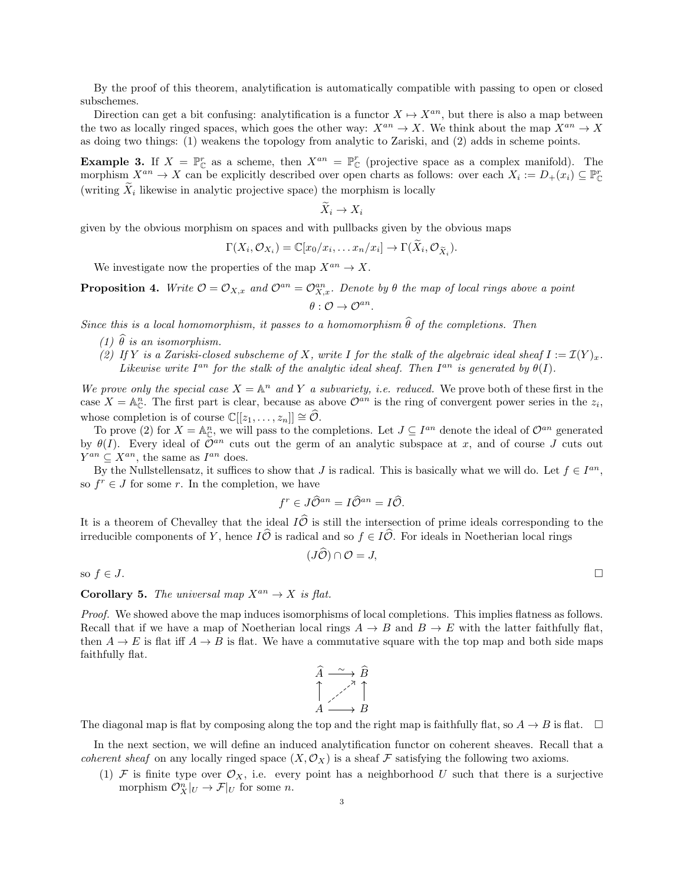By the proof of this theorem, analytification is automatically compatible with passing to open or closed subschemes.

Direction can get a bit confusing: analytification is a functor $X \mapsto X^{an}$, but there is also a map between the two as locally ringed spaces, which goes the other way: $X^{an} \to X$. We think about the map $X^{an} \to X$ as doing two things: (1) weakens the topology from analytic to Zariski, and (2) adds in scheme points.

**Example 3.** If $X = \mathbb{P}^r_{\mathbb{C}}$ as a scheme, then $X^{an} = \mathbb{P}^r_{\mathbb{C}}$ (projective space as a complex manifold). The morphism $X^{an} \to X$ can be explicitly described over open charts as follows: over each $X_i := D_+(x_i) \subseteq \mathbb{P}^r_{\mathbb{C}}$ (writing $\widetilde{X}_i$ likewise in analytic projective space) the morphism is locally

$$\widetilde{X}_i \to X_i$$

given by the obvious morphism on spaces and with pullbacks given by the obvious maps

$$\Gamma(X_i, \mathcal{O}_{X_i}) = \mathbb{C}[x_0/x_i, \ldots x_n/x_i] \to \Gamma(\widetilde{X}_i, \mathcal{O}_{\widetilde{X}_i}).$$

We investigate now the properties of the map $X^{an} \to X$.

**Proposition 4.** *Write $\mathcal{O} = \mathcal{O}_{X,x}$ and $\mathcal{O}^{an} = \mathcal{O}^{an}_{X,x}$. Denote by $\theta$ the map of local rings above a point*

$$\theta : \mathcal{O} \to \mathcal{O}^{an}.$$

*Since this is a local homomorphism, it passes to a homomorphism $\widehat{\theta}$ of the completions. Then*

*(1) $\widehat{\theta}$ is an isomorphism.*

*(2) If $Y$ is a Zariski-closed subscheme of $X$, write $I$ for the stalk of the algebraic ideal sheaf $I := \mathcal{I}(Y)_x$. Likewise write $I^{an}$ for the stalk of the analytic ideal sheaf. Then $I^{an}$ is generated by $\theta(I)$.*

*We prove only the special case $X = \mathbb{A}^n$ and $Y$ a subvariety, i.e. reduced.* We prove both of these first in the case $X = \mathbb{A}^n_{\mathbb{C}}$. The first part is clear, because as above $\mathcal{O}^{an}$ is the ring of convergent power series in the $z_i$, whose completion is of course $\mathbb{C}[[z_1, \ldots, z_n]] \cong \widehat{\mathcal{O}}$.

To prove (2) for $X = \mathbb{A}^n_{\mathbb{C}}$, we will pass to the completions. Let $J \subseteq I^{an}$ denote the ideal of $\mathcal{O}^{an}$ generated by $\theta(I)$. Every ideal of $\mathcal{O}^{an}$ cuts out the germ of an analytic subspace at $x$, and of course $J$ cuts out $Y^{an} \subseteq X^{an}$, the same as $I^{an}$ does.

By the Nullstellensatz, it suffices to show that $J$ is radical. This is basically what we will do. Let $f \in I^{an}$, so $f^r \in J$ for some $r$. In the completion, we have

$$f^r \in J\widehat{\mathcal{O}}^{an} = I\widehat{\mathcal{O}}^{an} = I\widehat{\mathcal{O}}.$$

It is a theorem of Chevalley that the ideal $I\widehat{\mathcal{O}}$ is still the intersection of prime ideals corresponding to the irreducible components of $Y$, hence $I\widehat{\mathcal{O}}$ is radical and so $f \in I\widehat{\mathcal{O}}$. For ideals in Noetherian local rings

$$(J\widehat{\mathcal{O}}) \cap \mathcal{O} = J,$$

so $f \in J$. □

**Corollary 5.** *The universal map $X^{an} \to X$ is flat.*

*Proof.* We showed above the map induces isomorphisms of local completions. This implies flatness as follows. Recall that if we have a map of Noetherian local rings $A \to B$ and $B \to E$ with the latter faithfully flat, then $A \to E$ is flat iff $A \to B$ is flat. We have a commutative square with the top map and both side maps faithfully flat.

$$\begin{array}{ccc} \widehat{A} & \xrightarrow{\sim} & \widehat{B} \\ \uparrow & \nearrow & \uparrow \\ A & \longrightarrow & B \end{array}$$

The diagonal map is flat by composing along the top and the right map is faithfully flat, so $A \to B$ is flat. □

In the next section, we will define an induced analytification functor on coherent sheaves. Recall that a *coherent sheaf* on any locally ringed space $(X, \mathcal{O}_X)$ is a sheaf $\mathcal{F}$ satisfying the following two axioms.

(1) $\mathcal{F}$ is finite type over $\mathcal{O}_X$, i.e. every point has a neighborhood $U$ such that there is a surjective morphism $\mathcal{O}^n_X|_U \to \mathcal{F}|_U$ for some $n$.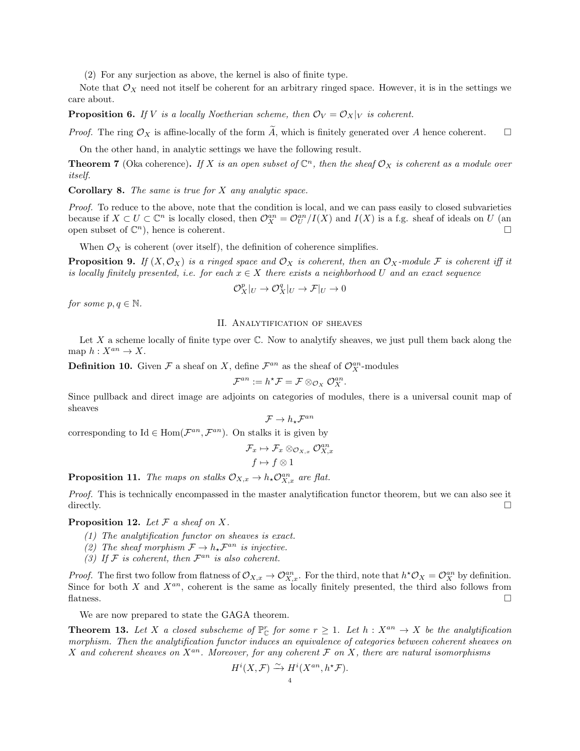(2) For any surjection as above, the kernel is also of finite type.

Note that $\mathcal{O}_X$ need not itself be coherent for an arbitrary ringed space. However, it is in the settings we care about.

**Proposition 6.** *If $V$ is a locally Noetherian scheme, then $\mathcal{O}_V = \mathcal{O}_X|_V$ is coherent.*

*Proof.* The ring $\mathcal{O}_X$ is affine-locally of the form $\widetilde{A}$, which is finitely generated over $A$ hence coherent. $\square$

On the other hand, in analytic settings we have the following result.

**Theorem 7** (Oka coherence)**.** *If $X$ is an open subset of $\mathbb{C}^n$, then the sheaf $\mathcal{O}_X$ is coherent as a module over itself.*

**Corollary 8.** *The same is true for $X$ any analytic space.*

*Proof.* To reduce to the above, note that the condition is local, and we can pass easily to closed subvarieties because if $X \subset U \subset \mathbb{C}^n$ is locally closed, then $\mathcal{O}_X^{an} = \mathcal{O}_U^{an}/I(X)$ and $I(X)$ is a f.g. sheaf of ideals on $U$ (an open subset of $\mathbb{C}^n$), hence is coherent. $\square$

When $\mathcal{O}_X$ is coherent (over itself), the definition of coherence simplifies.

**Proposition 9.** *If $(X, \mathcal{O}_X)$ is a ringed space and $\mathcal{O}_X$ is coherent, then an $\mathcal{O}_X$-module $\mathcal{F}$ is coherent iff it is locally finitely presented, i.e. for each $x \in X$ there exists a neighborhood $U$ and an exact sequence*

$$\mathcal{O}_X^p|_U \to \mathcal{O}_X^q|_U \to \mathcal{F}|_U \to 0$$

*for some $p, q \in \mathbb{N}$.*

## II. Analytification of sheaves

Let $X$ a scheme locally of finite type over $\mathbb{C}$. Now to analytify sheaves, we just pull them back along the map $h : X^{an} \to X$.

**Definition 10.** Given $\mathcal{F}$ a sheaf on $X$, define $\mathcal{F}^{an}$ as the sheaf of $\mathcal{O}_X^{an}$-modules

$$\mathcal{F}^{an} := h^\star \mathcal{F} = \mathcal{F} \otimes_{\mathcal{O}_X} \mathcal{O}_X^{an}.$$

Since pullback and direct image are adjoints on categories of modules, there is a universal counit map of sheaves

$$\mathcal{F} \to h_\star \mathcal{F}^{an}$$

corresponding to $\mathrm{Id} \in \mathrm{Hom}(\mathcal{F}^{an}, \mathcal{F}^{an})$. On stalks it is given by

$$\mathcal{F}_x \mapsto \mathcal{F}_x \otimes_{\mathcal{O}_{X,x}} \mathcal{O}_{X,x}^{an}$$
$$f \mapsto f \otimes 1$$

**Proposition 11.** *The maps on stalks $\mathcal{O}_{X,x} \to h_\star \mathcal{O}_{X,x}^{an}$ are flat.*

*Proof.* This is technically encompassed in the master analytification functor theorem, but we can also see it directly. $\square$

**Proposition 12.** *Let $\mathcal{F}$ a sheaf on $X$.*

*(1) The analytification functor on sheaves is exact.*
*(2) The sheaf morphism $\mathcal{F} \to h_\star \mathcal{F}^{an}$ is injective.*
*(3) If $\mathcal{F}$ is coherent, then $\mathcal{F}^{an}$ is also coherent.*

*Proof.* The first two follow from flatness of $\mathcal{O}_{X,x} \to \mathcal{O}_{X,x}^{an}$. For the third, note that $h^\star \mathcal{O}_X = \mathcal{O}_X^{an}$ by definition. Since for both $X$ and $X^{an}$, coherent is the same as locally finitely presented, the third also follows from flatness. $\square$

We are now prepared to state the GAGA theorem.

**Theorem 13.** *Let $X$ a closed subscheme of $\mathbb{P}_{\mathbb{C}}^r$ for some $r \geq 1$. Let $h : X^{an} \to X$ be the analytification morphism. Then the analytification functor induces an equivalence of categories between coherent sheaves on $X$ and coherent sheaves on $X^{an}$. Moreover, for any coherent $\mathcal{F}$ on $X$, there are natural isomorphisms*

$$H^i(X, \mathcal{F}) \xrightarrow{\sim} H^i(X^{an}, h^\star \mathcal{F}).$$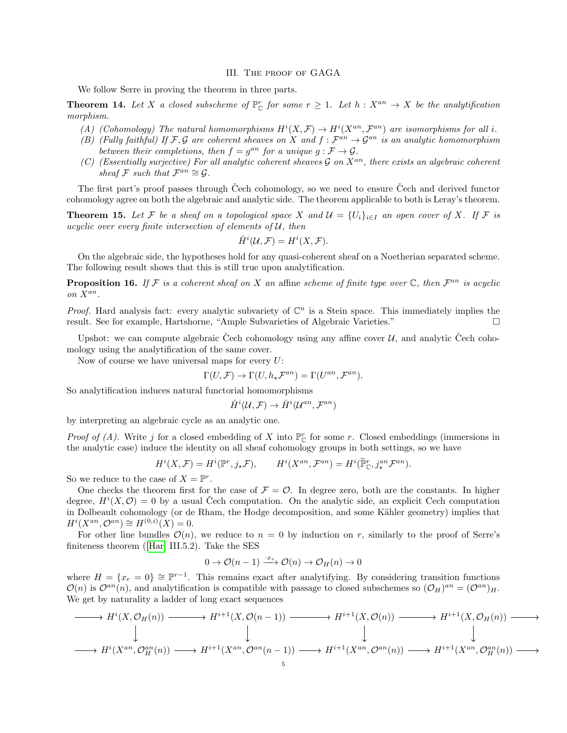## III. The proof of GAGA

We follow Serre in proving the theorem in three parts.

**Theorem 14.** *Let $X$ a closed subscheme of $\mathbb{P}^r_{\mathbb{C}}$ for some $r \geq 1$. Let $h : X^{an} \to X$ be the analytification morphism.*

- *(A) (Cohomology) The natural homomorphisms $H^i(X, \mathcal{F}) \to H^i(X^{an}, \mathcal{F}^{an})$ are isomorphisms for all $i$.*
- *(B) (Fully faithful) If $\mathcal{F}, \mathcal{G}$ are coherent sheaves on $X$ and $f : \mathcal{F}^{an} \to \mathcal{G}^{an}$ is an analytic homomorphism between their completions, then $f = g^{an}$ for a unique $g : \mathcal{F} \to \mathcal{G}$.*
- *(C) (Essentially surjective) For all analytic coherent sheaves $\mathcal{G}$ on $X^{an}$, there exists an algebraic coherent sheaf $\mathcal{F}$ such that $\mathcal{F}^{an} \cong \mathcal{G}$.*

The first part's proof passes through Čech cohomology, so we need to ensure Čech and derived functor cohomology agree on both the algebraic and analytic side. The theorem applicable to both is Leray's theorem.

**Theorem 15.** *Let $\mathcal{F}$ be a sheaf on a topological space $X$ and $\mathcal{U} = \{U_i\}_{i \in I}$ an open cover of $X$. If $\mathcal{F}$ is acyclic over every finite intersection of elements of $\mathcal{U}$, then*

$$\check{H}^i(\mathcal{U}, \mathcal{F}) = H^i(X, \mathcal{F}).$$

On the algebraic side, the hypotheses hold for any quasi-coherent sheaf on a Noetherian separated scheme. The following result shows that this is still true upon analytification.

**Proposition 16.** *If $\mathcal{F}$ is a coherent sheaf on $X$ an* affine *scheme of finite type over $\mathbb{C}$, then $\mathcal{F}^{an}$ is acyclic on $X^{an}$.*

*Proof.* Hard analysis fact: every analytic subvariety of $\mathbb{C}^n$ is a Stein space. This immediately implies the result. See for example, Hartshorne, "Ample Subvarieties of Algebraic Varieties." □

Upshot: we can compute algebraic Čech cohomology using any affine cover $\mathcal{U}$, and analytic Čech cohomology using the analytification of the same cover.

Now of course we have universal maps for every $U$:

$$\Gamma(U, \mathcal{F}) \to \Gamma(U, h_\star \mathcal{F}^{an}) = \Gamma(U^{an}, \mathcal{F}^{an}).$$

So analytification induces natural functorial homomorphisms

$$\check{H}^i(\mathcal{U}, \mathcal{F}) \to \check{H}^i(\mathcal{U}^{an}, \mathcal{F}^{an})$$

by interpreting an algebraic cycle as an analytic one.

*Proof of (A).* Write $j$ for a closed embedding of $X$ into $\mathbb{P}^r_{\mathbb{C}}$ for some $r$. Closed embeddings (immersions in the analytic case) induce the identity on all sheaf cohomology groups in both settings, so we have

$$H^i(X, \mathcal{F}) = H^i(\mathbb{P}^r, j_\star \mathcal{F}), \qquad H^i(X^{an}, \mathcal{F}^{an}) = H^i(\widetilde{\mathbb{P}}^r_{\mathbb{C}}, j^{an}_\star \mathcal{F}^{an}).$$

So we reduce to the case of $X = \mathbb{P}^r$.

One checks the theorem first for the case of $\mathcal{F} = \mathcal{O}$. In degree zero, both are the constants. In higher degree, $H^i(X, \mathcal{O}) = 0$ by a usual Čech computation. On the analytic side, an explicit Cech computation in Dolbeault cohomology (or de Rham, the Hodge decomposition, and some Kähler geometry) implies that $H^i(X^{an}, \mathcal{O}^{an}) \cong H^{(0,i)}(X) = 0$.

For other line bundles $\mathcal{O}(n)$, we reduce to $n = 0$ by induction on $r$, similarly to the proof of Serre's finiteness theorem ([Har] III.5.2). Take the SES

$$0 \to \mathcal{O}(n-1) \xrightarrow{\cdot x_r} \mathcal{O}(n) \to \mathcal{O}_H(n) \to 0$$

where $H = \{x_r = 0\} \cong \mathbb{P}^{r-1}$. This remains exact after analytifying. By considering transition functions $\mathcal{O}(n)$ is $\mathcal{O}^{an}(n)$, and analytification is compatible with passage to closed subschemes so $(\mathcal{O}_H)^{an} = (\mathcal{O}^{an})_H$. We get by naturality a ladder of long exact sequences

$$\begin{array}{ccccccccc}
\longrightarrow & H^i(X, \mathcal{O}_H(n)) & \longrightarrow & H^{i+1}(X, \mathcal{O}(n-1)) & \longrightarrow & H^{i+1}(X, \mathcal{O}(n)) & \longrightarrow & H^{i+1}(X, \mathcal{O}_H(n)) & \longrightarrow \\
 & \downarrow & & \downarrow & & \downarrow & & \downarrow & \\
\longrightarrow & H^i(X^{an}, \mathcal{O}^{an}_H(n)) & \longrightarrow & H^{i+1}(X^{an}, \mathcal{O}^{an}(n-1)) & \longrightarrow & H^{i+1}(X^{an}, \mathcal{O}^{an}(n)) & \longrightarrow & H^{i+1}(X^{an}, \mathcal{O}^{an}_H(n)) & \longrightarrow
\end{array}$$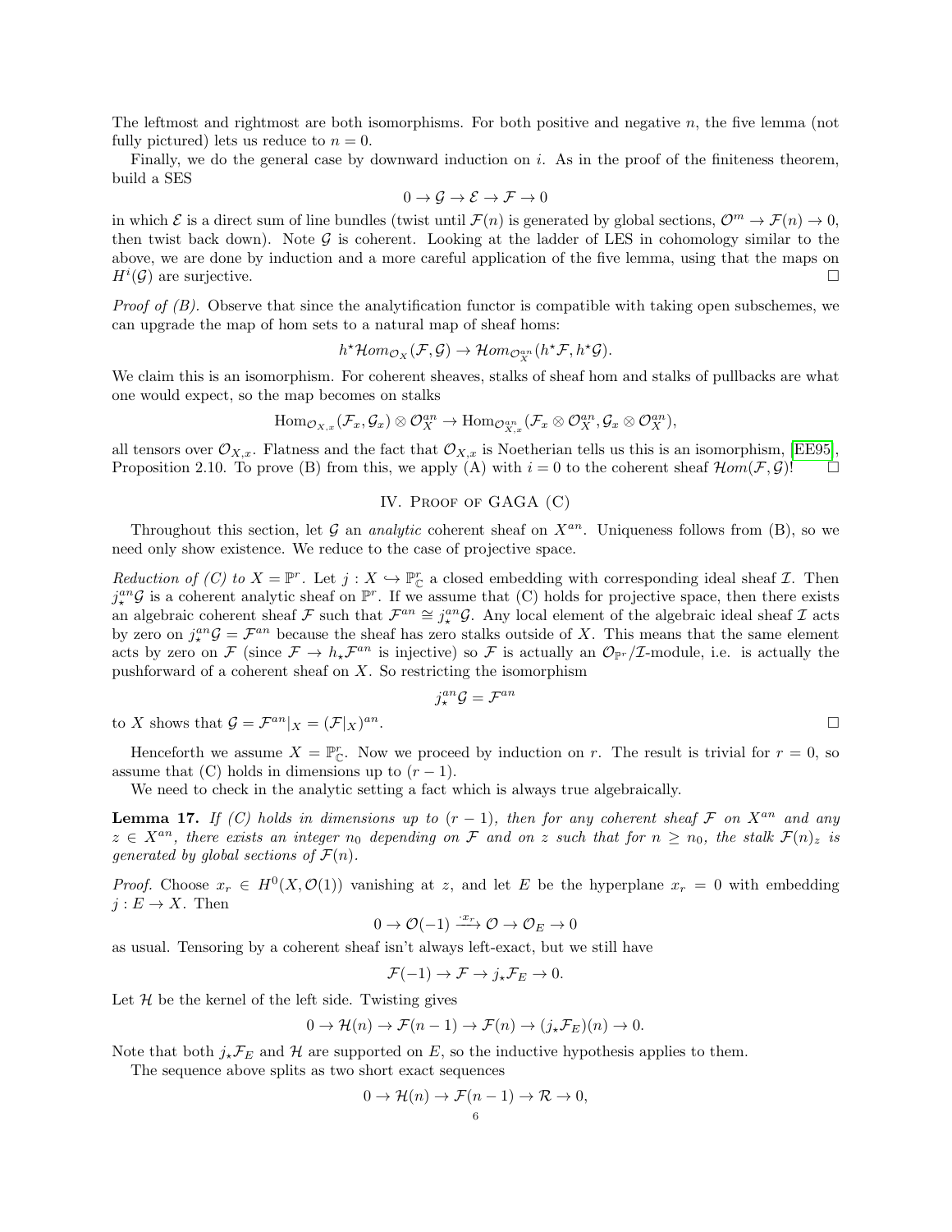The leftmost and rightmost are both isomorphisms. For both positive and negative $n$, the five lemma (not fully pictured) lets us reduce to $n = 0$.

Finally, we do the general case by downward induction on $i$. As in the proof of the finiteness theorem, build a SES

$$0 \to \mathcal{G} \to \mathcal{E} \to \mathcal{F} \to 0$$

in which $\mathcal{E}$ is a direct sum of line bundles (twist until $\mathcal{F}(n)$ is generated by global sections, $\mathcal{O}^m \to \mathcal{F}(n) \to 0$, then twist back down). Note $\mathcal{G}$ is coherent. Looking at the ladder of LES in cohomology similar to the above, we are done by induction and a more careful application of the five lemma, using that the maps on $H^i(\mathcal{G})$ are surjective. $\square$

*Proof of (B).* Observe that since the analytification functor is compatible with taking open subschemes, we can upgrade the map of hom sets to a natural map of sheaf homs:

$$h^\star \mathcal{H}om_{\mathcal{O}_X}(\mathcal{F}, \mathcal{G}) \to \mathcal{H}om_{\mathcal{O}_X^{an}}(h^\star \mathcal{F}, h^\star \mathcal{G}).$$

We claim this is an isomorphism. For coherent sheaves, stalks of sheaf hom and stalks of pullbacks are what one would expect, so the map becomes on stalks

$$\mathrm{Hom}_{\mathcal{O}_{X,x}}(\mathcal{F}_x, \mathcal{G}_x) \otimes \mathcal{O}_X^{an} \to \mathrm{Hom}_{\mathcal{O}_{X,x}^{an}}(\mathcal{F}_x \otimes \mathcal{O}_X^{an}, \mathcal{G}_x \otimes \mathcal{O}_X^{an}),$$

all tensors over $\mathcal{O}_{X,x}$. Flatness and the fact that $\mathcal{O}_{X,x}$ is Noetherian tells us this is an isomorphism, [EE95], Proposition 2.10. To prove (B) from this, we apply (A) with $i = 0$ to the coherent sheaf $\mathcal{H}om(\mathcal{F}, \mathcal{G})$! $\square$

## IV. Proof of GAGA (C)

Throughout this section, let $\mathcal{G}$ an *analytic* coherent sheaf on $X^{an}$. Uniqueness follows from (B), so we need only show existence. We reduce to the case of projective space.

*Reduction of (C) to $X = \mathbb{P}^r$.* Let $j : X \hookrightarrow \mathbb{P}^r_{\mathbb{C}}$ a closed embedding with corresponding ideal sheaf $\mathcal{I}$. Then $j^{an}_\star \mathcal{G}$ is a coherent analytic sheaf on $\mathbb{P}^r$. If we assume that (C) holds for projective space, then there exists an algebraic coherent sheaf $\mathcal{F}$ such that $\mathcal{F}^{an} \cong j^{an}_\star \mathcal{G}$. Any local element of the algebraic ideal sheaf $\mathcal{I}$ acts by zero on $j^{an}_\star \mathcal{G} = \mathcal{F}^{an}$ because the sheaf has zero stalks outside of $X$. This means that the same element acts by zero on $\mathcal{F}$ (since $\mathcal{F} \to h_\star \mathcal{F}^{an}$ is injective) so $\mathcal{F}$ is actually an $\mathcal{O}_{\mathbb{P}^r}/\mathcal{I}$-module, i.e. is actually the pushforward of a coherent sheaf on $X$. So restricting the isomorphism

$$j^{an}_\star \mathcal{G} = \mathcal{F}^{an}$$

to $X$ shows that $\mathcal{G} = \mathcal{F}^{an}|_X = (\mathcal{F}|_X)^{an}$. $\square$

Henceforth we assume $X = \mathbb{P}^r_{\mathbb{C}}$. Now we proceed by induction on $r$. The result is trivial for $r = 0$, so assume that (C) holds in dimensions up to $(r-1)$.

We need to check in the analytic setting a fact which is always true algebraically.

**Lemma 17.** *If (C) holds in dimensions up to $(r-1)$, then for any coherent sheaf $\mathcal{F}$ on $X^{an}$ and any $z \in X^{an}$, there exists an integer $n_0$ depending on $\mathcal{F}$ and on $z$ such that for $n \geq n_0$, the stalk $\mathcal{F}(n)_z$ is generated by global sections of $\mathcal{F}(n)$.*

*Proof.* Choose $x_r \in H^0(X, \mathcal{O}(1))$ vanishing at $z$, and let $E$ be the hyperplane $x_r = 0$ with embedding $j : E \to X$. Then

$$0 \to \mathcal{O}(-1) \xrightarrow{\cdot x_r} \mathcal{O} \to \mathcal{O}_E \to 0$$

as usual. Tensoring by a coherent sheaf isn't always left-exact, but we still have

$$\mathcal{F}(-1) \to \mathcal{F} \to j_\star \mathcal{F}_E \to 0.$$

Let $\mathcal{H}$ be the kernel of the left side. Twisting gives

$$0 \to \mathcal{H}(n) \to \mathcal{F}(n-1) \to \mathcal{F}(n) \to (j_\star \mathcal{F}_E)(n) \to 0.$$

Note that both $j_\star \mathcal{F}_E$ and $\mathcal{H}$ are supported on $E$, so the inductive hypothesis applies to them.

The sequence above splits as two short exact sequences

$$0 \to \mathcal{H}(n) \to \mathcal{F}(n-1) \to \mathcal{R} \to 0,$$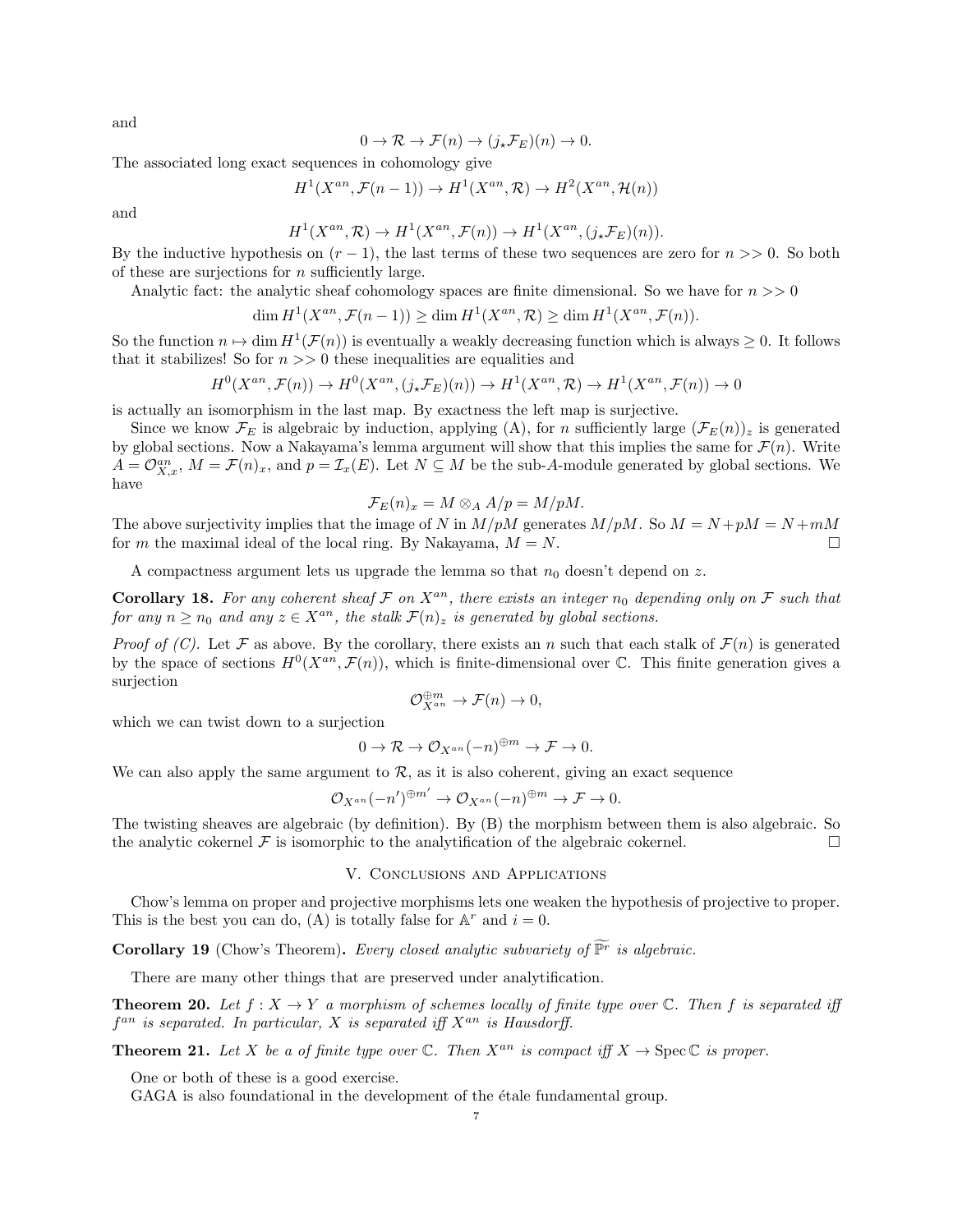and

$$0 \to \mathcal{R} \to \mathcal{F}(n) \to (j_\star \mathcal{F}_E)(n) \to 0.$$

The associated long exact sequences in cohomology give

$$H^1(X^{an}, \mathcal{F}(n-1)) \to H^1(X^{an}, \mathcal{R}) \to H^2(X^{an}, \mathcal{H}(n))$$

and

$$H^1(X^{an}, \mathcal{R}) \to H^1(X^{an}, \mathcal{F}(n)) \to H^1(X^{an}, (j_\star \mathcal{F}_E)(n)).$$

By the inductive hypothesis on $(r-1)$, the last terms of these two sequences are zero for $n >> 0$. So both of these are surjections for $n$ sufficiently large.

Analytic fact: the analytic sheaf cohomology spaces are finite dimensional. So we have for $n >> 0$

$$\dim H^1(X^{an}, \mathcal{F}(n-1)) \geq \dim H^1(X^{an}, \mathcal{R}) \geq \dim H^1(X^{an}, \mathcal{F}(n)).$$

So the function $n \mapsto \dim H^1(\mathcal{F}(n))$ is eventually a weakly decreasing function which is always $\geq 0$. It follows that it stabilizes! So for $n >> 0$ these inequalities are equalities and

$$H^0(X^{an}, \mathcal{F}(n)) \to H^0(X^{an}, (j_\star \mathcal{F}_E)(n)) \to H^1(X^{an}, \mathcal{R}) \to H^1(X^{an}, \mathcal{F}(n)) \to 0$$

is actually an isomorphism in the last map. By exactness the left map is surjective.

Since we know $\mathcal{F}_E$ is algebraic by induction, applying (A), for $n$ sufficiently large $(\mathcal{F}_E(n))_z$ is generated by global sections. Now a Nakayama's lemma argument will show that this implies the same for $\mathcal{F}(n)$. Write $A = \mathcal{O}^{an}_{X,x}$, $M = \mathcal{F}(n)_x$, and $p = \mathcal{I}_x(E)$. Let $N \subseteq M$ be the sub-$A$-module generated by global sections. We have

$$\mathcal{F}_E(n)_x = M \otimes_A A/p = M/pM.$$

The above surjectivity implies that the image of $N$ in $M/pM$ generates $M/pM$. So $M = N + pM = N + mM$ for $m$ the maximal ideal of the local ring. By Nakayama, $M = N$. □

A compactness argument lets us upgrade the lemma so that $n_0$ doesn't depend on $z$.

**Corollary 18.** *For any coherent sheaf $\mathcal{F}$ on $X^{an}$, there exists an integer $n_0$ depending only on $\mathcal{F}$ such that for any $n \geq n_0$ and any $z \in X^{an}$, the stalk $\mathcal{F}(n)_z$ is generated by global sections.*

*Proof of (C).* Let $\mathcal{F}$ as above. By the corollary, there exists an $n$ such that each stalk of $\mathcal{F}(n)$ is generated by the space of sections $H^0(X^{an}, \mathcal{F}(n))$, which is finite-dimensional over $\mathbb{C}$. This finite generation gives a surjection

$$\mathcal{O}_{X^{an}}^{\oplus m} \to \mathcal{F}(n) \to 0,$$

which we can twist down to a surjection

$$0 \to \mathcal{R} \to \mathcal{O}_{X^{an}}(-n)^{\oplus m} \to \mathcal{F} \to 0.$$

We can also apply the same argument to $\mathcal{R}$, as it is also coherent, giving an exact sequence

$$\mathcal{O}_{X^{an}}(-n')^{\oplus m'} \to \mathcal{O}_{X^{an}}(-n)^{\oplus m} \to \mathcal{F} \to 0.$$

The twisting sheaves are algebraic (by definition). By (B) the morphism between them is also algebraic. So the analytic cokernel $\mathcal{F}$ is isomorphic to the analytification of the algebraic cokernel. □

## V. Conclusions and Applications

Chow's lemma on proper and projective morphisms lets one weaken the hypothesis of projective to proper. This is the best you can do, (A) is totally false for $\mathbb{A}^r$ and $i = 0$.

**Corollary 19** (Chow's Theorem)**.** *Every closed analytic subvariety of $\widetilde{\mathbb{P}^r}$ is algebraic.*

There are many other things that are preserved under analytification.

**Theorem 20.** *Let $f : X \to Y$ a morphism of schemes locally of finite type over $\mathbb{C}$. Then $f$ is separated iff $f^{an}$ is separated. In particular, $X$ is separated iff $X^{an}$ is Hausdorff.*

**Theorem 21.** *Let $X$ be a of finite type over $\mathbb{C}$. Then $X^{an}$ is compact iff $X \to \operatorname{Spec} \mathbb{C}$ is proper.*

One or both of these is a good exercise.

GAGA is also foundational in the development of the étale fundamental group.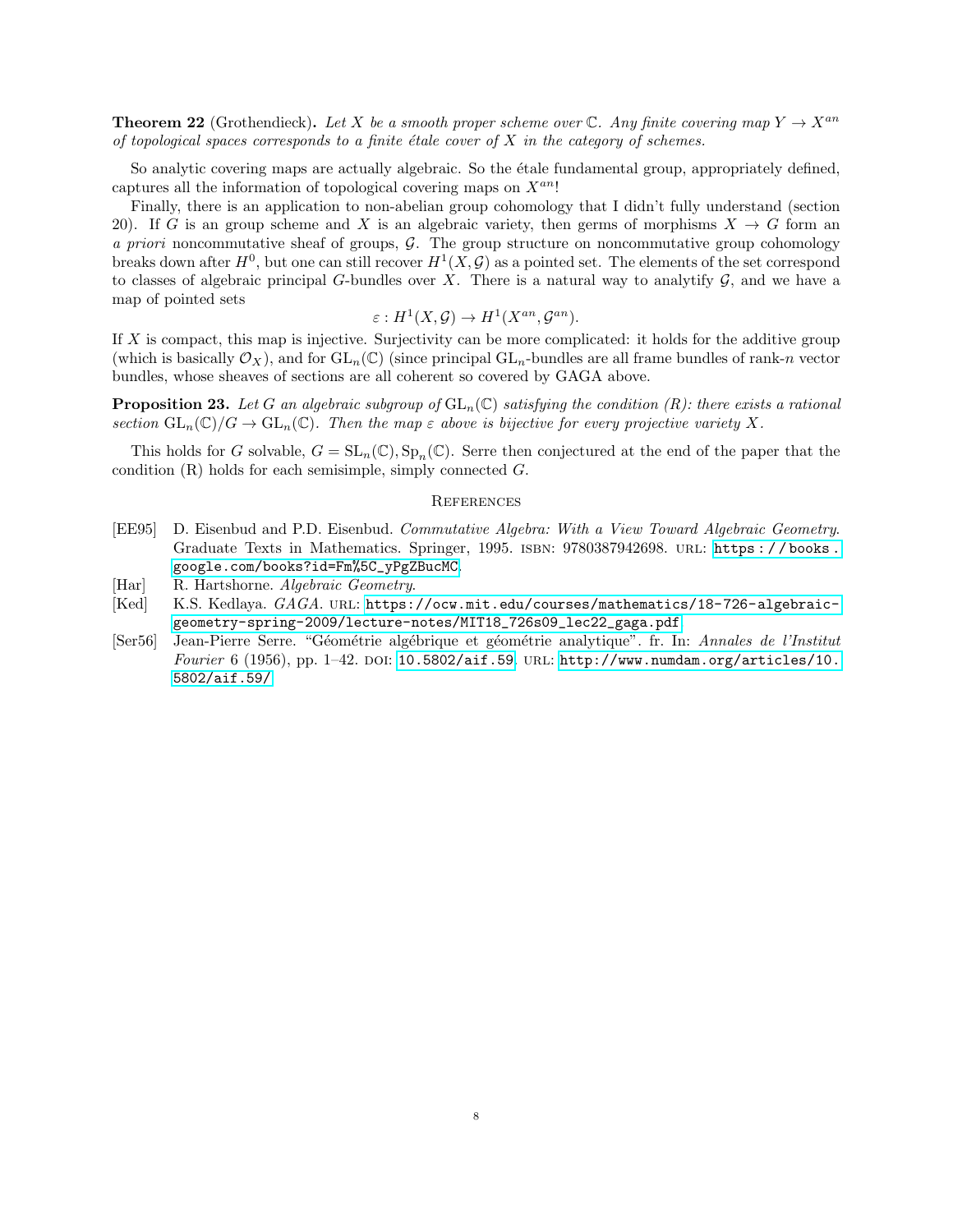**Theorem 22** (Grothendieck)**.** *Let $X$ be a smooth proper scheme over $\mathbb{C}$. Any finite covering map $Y \to X^{an}$ of topological spaces corresponds to a finite étale cover of $X$ in the category of schemes.*

So analytic covering maps are actually algebraic. So the étale fundamental group, appropriately defined, captures all the information of topological covering maps on $X^{an}$!

Finally, there is an application to non-abelian group cohomology that I didn't fully understand (section 20). If $G$ is an group scheme and $X$ is an algebraic variety, then germs of morphisms $X \to G$ form an *a priori* noncommutative sheaf of groups, $\mathcal{G}$. The group structure on noncommutative group cohomology breaks down after $H^0$, but one can still recover $H^1(X, \mathcal{G})$ as a pointed set. The elements of the set correspond to classes of algebraic principal $G$-bundles over $X$. There is a natural way to analytify $\mathcal{G}$, and we have a map of pointed sets

$$\varepsilon : H^1(X, \mathcal{G}) \to H^1(X^{an}, \mathcal{G}^{an}).$$

If $X$ is compact, this map is injective. Surjectivity can be more complicated: it holds for the additive group (which is basically $\mathcal{O}_X$), and for $\mathrm{GL}_n(\mathbb{C})$ (since principal $\mathrm{GL}_n$-bundles are all frame bundles of rank-$n$ vector bundles, whose sheaves of sections are all coherent so covered by GAGA above.

**Proposition 23.** *Let $G$ an algebraic subgroup of $\mathrm{GL}_n(\mathbb{C})$ satisfying the condition (R): there exists a rational section $\mathrm{GL}_n(\mathbb{C})/G \to \mathrm{GL}_n(\mathbb{C})$. Then the map $\varepsilon$ above is bijective for every projective variety $X$.*

This holds for $G$ solvable, $G = \mathrm{SL}_n(\mathbb{C}), \mathrm{Sp}_n(\mathbb{C})$. Serre then conjectured at the end of the paper that the condition (R) holds for each semisimple, simply connected $G$.

## References

[EE95] D. Eisenbud and P.D. Eisenbud. *Commutative Algebra: With a View Toward Algebraic Geometry.* Graduate Texts in Mathematics. Springer, 1995. ISBN: 9780387942698. URL: https://books.google.com/books?id=Fm%5C_yPgZBucMC.

[Har] R. Hartshorne. *Algebraic Geometry.*

[Ked] K.S. Kedlaya. *GAGA.* URL: https://ocw.mit.edu/courses/mathematics/18-726-algebraic-geometry-spring-2009/lecture-notes/MIT18_726s09_lec22_gaga.pdf.

[Ser56] Jean-Pierre Serre. "Géométrie algébrique et géométrie analytique". fr. In: *Annales de l'Institut Fourier* 6 (1956), pp. 1–42. DOI: 10.5802/aif.59. URL: http://www.numdam.org/articles/10.5802/aif.59/.